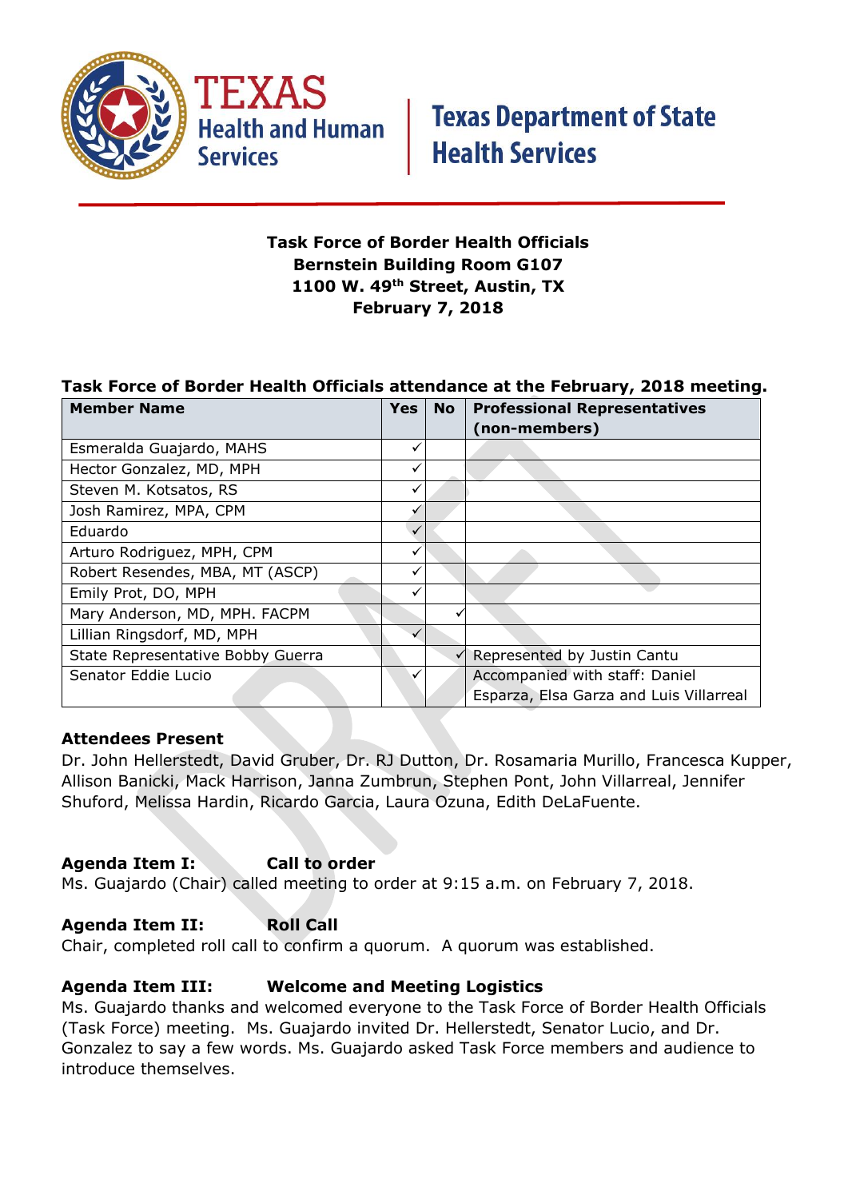Texas Health and Human Services | Texas Department of State Health Services

**Task Force of Border Health Officials**
**Bernstein Building Room G107**
**1100 W. 49th Street, Austin, TX**
**February 7, 2018**

**Task Force of Border Health Officials attendance at the February, 2018 meeting.**

| Member Name | Yes | No | Professional Representatives (non-members) |
|---|---|---|---|
| Esmeralda Guajardo, MAHS | ✓ | | |
| Hector Gonzalez, MD, MPH | ✓ | | |
| Steven M. Kotsatos, RS | ✓ | | |
| Josh Ramirez, MPA, CPM | ✓ | | |
| Eduardo | ✓ | | |
| Arturo Rodriguez, MPH, CPM | ✓ | | |
| Robert Resendes, MBA, MT (ASCP) | ✓ | | |
| Emily Prot, DO, MPH | ✓ | | |
| Mary Anderson, MD, MPH. FACPM | | ✓ | |
| Lillian Ringsdorf, MD, MPH | ✓ | | |
| State Representative Bobby Guerra | | ✓ | Represented by Justin Cantu |
| Senator Eddie Lucio | ✓ | | Accompanied with staff: Daniel Esparza, Elsa Garza and Luis Villarreal |

**Attendees Present**

Dr. John Hellerstedt, David Gruber, Dr. RJ Dutton, Dr. Rosamaria Murillo, Francesca Kupper, Allison Banicki, Mack Harrison, Janna Zumbrun, Stephen Pont, John Villarreal, Jennifer Shuford, Melissa Hardin, Ricardo Garcia, Laura Ozuna, Edith DeLaFuente.

**Agenda Item I: Call to order**

Ms. Guajardo (Chair) called meeting to order at 9:15 a.m. on February 7, 2018.

**Agenda Item II: Roll Call**

Chair, completed roll call to confirm a quorum. A quorum was established.

**Agenda Item III: Welcome and Meeting Logistics**

Ms. Guajardo thanks and welcomed everyone to the Task Force of Border Health Officials (Task Force) meeting. Ms. Guajardo invited Dr. Hellerstedt, Senator Lucio, and Dr. Gonzalez to say a few words. Ms. Guajardo asked Task Force members and audience to introduce themselves.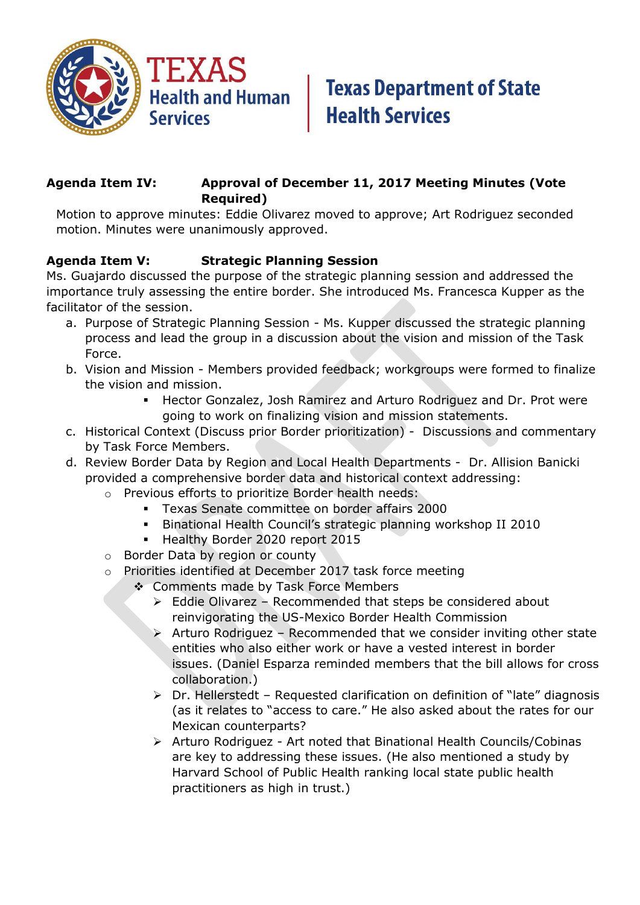**Agenda Item IV:** **Approval of December 11, 2017 Meeting Minutes (Vote Required)**

Motion to approve minutes: Eddie Olivarez moved to approve; Art Rodriguez seconded motion. Minutes were unanimously approved.

**Agenda Item V:** **Strategic Planning Session**

Ms. Guajardo discussed the purpose of the strategic planning session and addressed the importance truly assessing the entire border. She introduced Ms. Francesca Kupper as the facilitator of the session.

a. Purpose of Strategic Planning Session - Ms. Kupper discussed the strategic planning process and lead the group in a discussion about the vision and mission of the Task Force.
b. Vision and Mission - Members provided feedback; workgroups were formed to finalize the vision and mission.
    - Hector Gonzalez, Josh Ramirez and Arturo Rodriguez and Dr. Prot were going to work on finalizing vision and mission statements.
c. Historical Context (Discuss prior Border prioritization) - Discussions and commentary by Task Force Members.
d. Review Border Data by Region and Local Health Departments - Dr. Allision Banicki provided a comprehensive border data and historical context addressing:
    - Previous efforts to prioritize Border health needs:
        - Texas Senate committee on border affairs 2000
        - Binational Health Council's strategic planning workshop II 2010
        - Healthy Border 2020 report 2015
    - Border Data by region or county
    - Priorities identified at December 2017 task force meeting
        - Comments made by Task Force Members
            - Eddie Olivarez – Recommended that steps be considered about reinvigorating the US-Mexico Border Health Commission
            - Arturo Rodriguez – Recommended that we consider inviting other state entities who also either work or have a vested interest in border issues. (Daniel Esparza reminded members that the bill allows for cross collaboration.)
            - Dr. Hellerstedt – Requested clarification on definition of "late" diagnosis (as it relates to "access to care." He also asked about the rates for our Mexican counterparts?
            - Arturo Rodriguez - Art noted that Binational Health Councils/Cobinas are key to addressing these issues. (He also mentioned a study by Harvard School of Public Health ranking local state public health practitioners as high in trust.)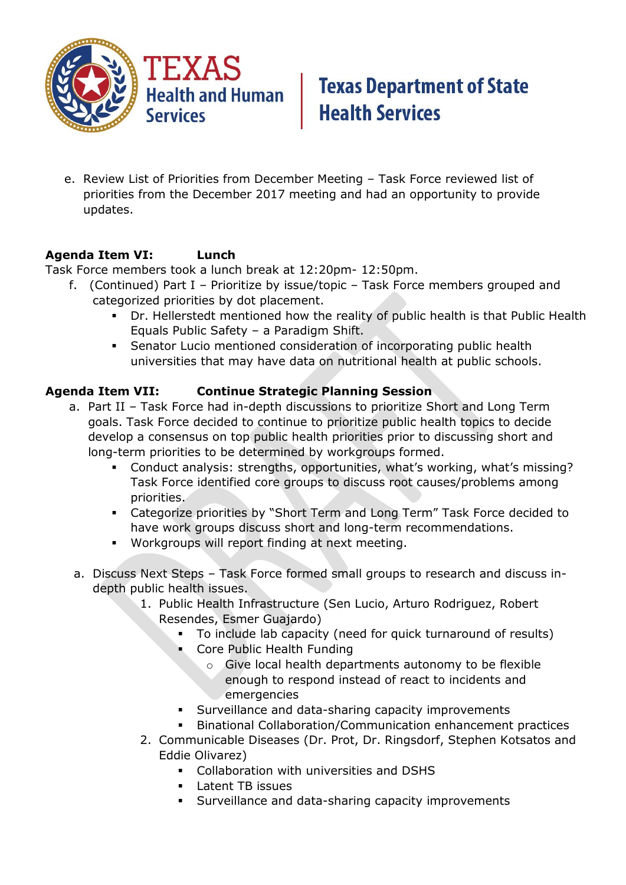e. Review List of Priorities from December Meeting – Task Force reviewed list of priorities from the December 2017 meeting and had an opportunity to provide updates.

**Agenda Item VI: Lunch**

Task Force members took a lunch break at 12:20pm- 12:50pm.

f. (Continued) Part I – Prioritize by issue/topic – Task Force members grouped and categorized priorities by dot placement.
   - Dr. Hellerstedt mentioned how the reality of public health is that Public Health Equals Public Safety – a Paradigm Shift.
   - Senator Lucio mentioned consideration of incorporating public health universities that may have data on nutritional health at public schools.

**Agenda Item VII: Continue Strategic Planning Session**

a. Part II – Task Force had in-depth discussions to prioritize Short and Long Term goals. Task Force decided to continue to prioritize public health topics to decide develop a consensus on top public health priorities prior to discussing short and long-term priorities to be determined by workgroups formed.
   - Conduct analysis: strengths, opportunities, what's working, what's missing? Task Force identified core groups to discuss root causes/problems among priorities.
   - Categorize priorities by "Short Term and Long Term" Task Force decided to have work groups discuss short and long-term recommendations.
   - Workgroups will report finding at next meeting.

a. Discuss Next Steps – Task Force formed small groups to research and discuss in-depth public health issues.
   1. Public Health Infrastructure (Sen Lucio, Arturo Rodriguez, Robert Resendes, Esmer Guajardo)
      - To include lab capacity (need for quick turnaround of results)
      - Core Public Health Funding
         - Give local health departments autonomy to be flexible enough to respond instead of react to incidents and emergencies
      - Surveillance and data-sharing capacity improvements
      - Binational Collaboration/Communication enhancement practices
   2. Communicable Diseases (Dr. Prot, Dr. Ringsdorf, Stephen Kotsatos and Eddie Olivarez)
      - Collaboration with universities and DSHS
      - Latent TB issues
      - Surveillance and data-sharing capacity improvements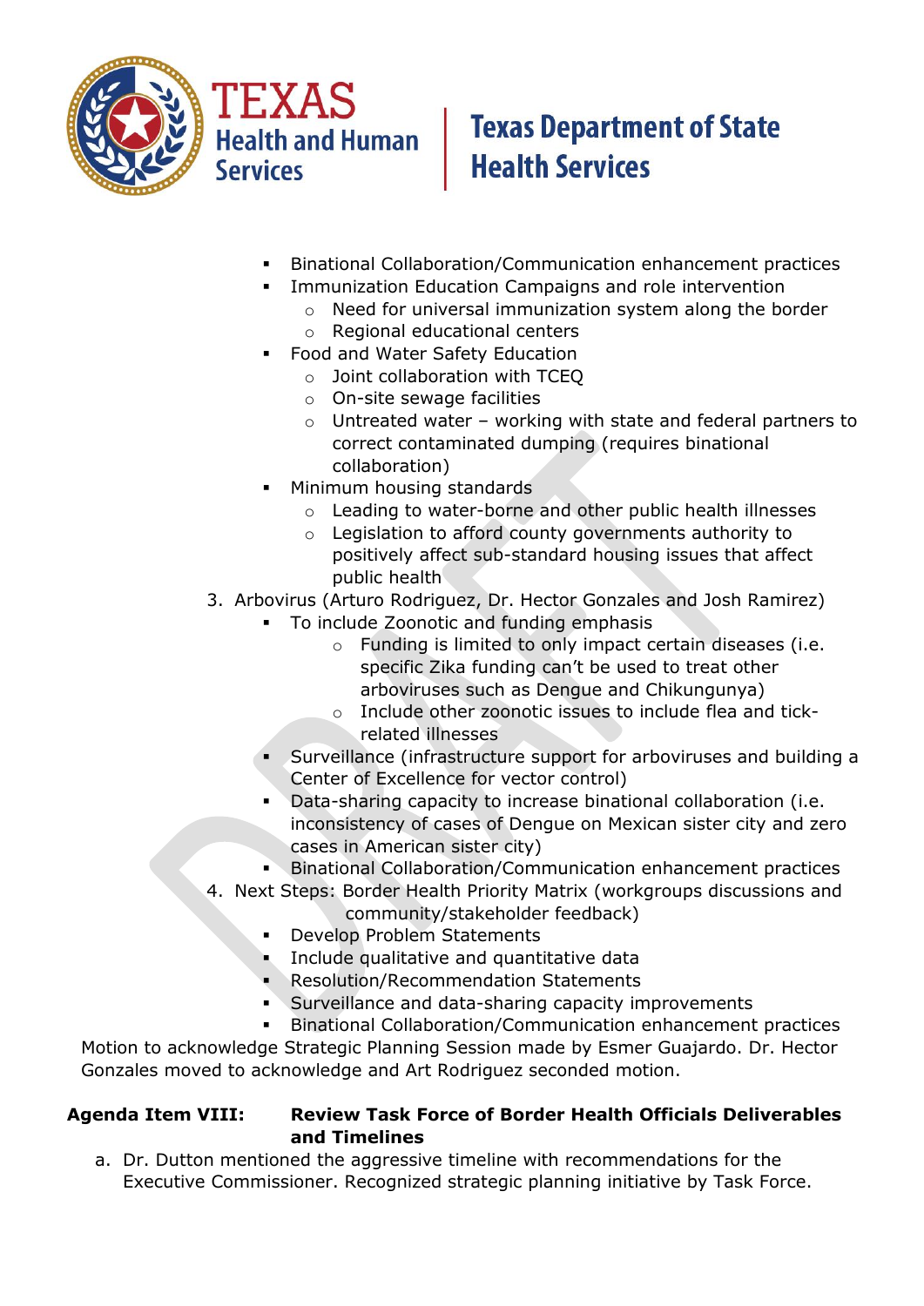- Binational Collaboration/Communication enhancement practices
- Immunization Education Campaigns and role intervention
  - Need for universal immunization system along the border
  - Regional educational centers
- Food and Water Safety Education
  - Joint collaboration with TCEQ
  - On-site sewage facilities
  - Untreated water – working with state and federal partners to correct contaminated dumping (requires binational collaboration)
- Minimum housing standards
  - Leading to water-borne and other public health illnesses
  - Legislation to afford county governments authority to positively affect sub-standard housing issues that affect public health

3. Arbovirus (Arturo Rodriguez, Dr. Hector Gonzales and Josh Ramirez)
   - To include Zoonotic and funding emphasis
     - Funding is limited to only impact certain diseases (i.e. specific Zika funding can't be used to treat other arboviruses such as Dengue and Chikungunya)
     - Include other zoonotic issues to include flea and tick-related illnesses
   - Surveillance (infrastructure support for arboviruses and building a Center of Excellence for vector control)
   - Data-sharing capacity to increase binational collaboration (i.e. inconsistency of cases of Dengue on Mexican sister city and zero cases in American sister city)
   - Binational Collaboration/Communication enhancement practices
4. Next Steps: Border Health Priority Matrix (workgroups discussions and community/stakeholder feedback)
   - Develop Problem Statements
   - Include qualitative and quantitative data
   - Resolution/Recommendation Statements
   - Surveillance and data-sharing capacity improvements
   - Binational Collaboration/Communication enhancement practices

Motion to acknowledge Strategic Planning Session made by Esmer Guajardo. Dr. Hector Gonzales moved to acknowledge and Art Rodriguez seconded motion.

**Agenda Item VIII: Review Task Force of Border Health Officials Deliverables and Timelines**

a. Dr. Dutton mentioned the aggressive timeline with recommendations for the Executive Commissioner. Recognized strategic planning initiative by Task Force.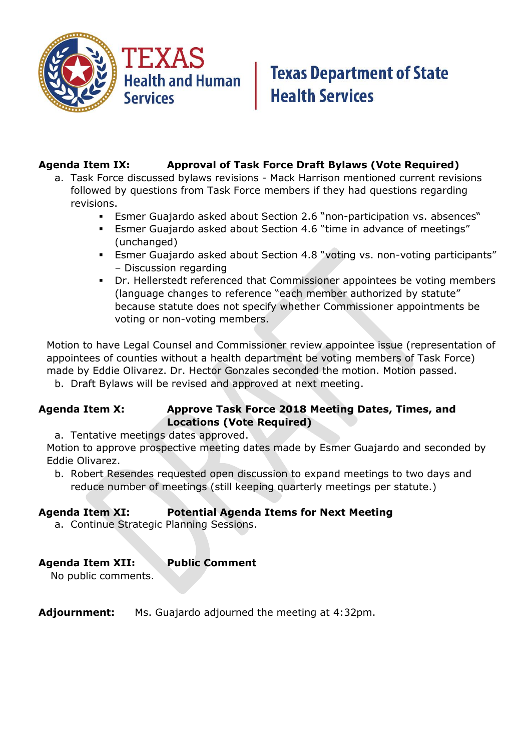**Agenda Item IX: Approval of Task Force Draft Bylaws (Vote Required)**

a. Task Force discussed bylaws revisions - Mack Harrison mentioned current revisions followed by questions from Task Force members if they had questions regarding revisions.
   - Esmer Guajardo asked about Section 2.6 "non-participation vs. absences"
   - Esmer Guajardo asked about Section 4.6 "time in advance of meetings" (unchanged)
   - Esmer Guajardo asked about Section 4.8 "voting vs. non-voting participants" – Discussion regarding
   - Dr. Hellerstedt referenced that Commissioner appointees be voting members (language changes to reference "each member authorized by statute" because statute does not specify whether Commissioner appointments be voting or non-voting members.

Motion to have Legal Counsel and Commissioner review appointee issue (representation of appointees of counties without a health department be voting members of Task Force) made by Eddie Olivarez. Dr. Hector Gonzales seconded the motion. Motion passed.

b. Draft Bylaws will be revised and approved at next meeting.

**Agenda Item X: Approve Task Force 2018 Meeting Dates, Times, and Locations (Vote Required)**

a. Tentative meetings dates approved.

Motion to approve prospective meeting dates made by Esmer Guajardo and seconded by Eddie Olivarez.

b. Robert Resendes requested open discussion to expand meetings to two days and reduce number of meetings (still keeping quarterly meetings per statute.)

**Agenda Item XI: Potential Agenda Items for Next Meeting**

a. Continue Strategic Planning Sessions.

**Agenda Item XII: Public Comment**

No public comments.

**Adjournment:** Ms. Guajardo adjourned the meeting at 4:32pm.